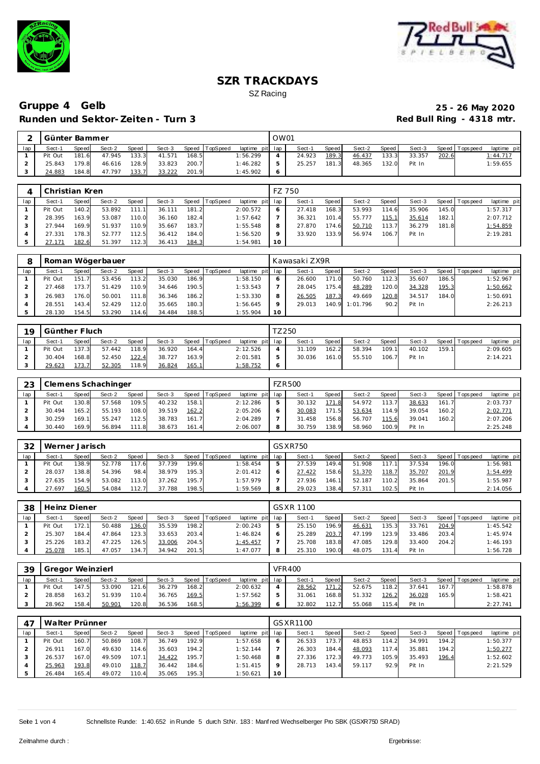# SZR TRACKDAYS

SZ Racing

## Gruppe 4 Gelb

**Runden und Sektor-Zeiten - Turn 3**

**25 - 26 May 2020**

**Red Bull Ring - 4318 mtr.**

| 2 | Günter Bammer | | | | | | | | OW01 | | | | | | | | |
|---|---|---|---|---|---|---|---|---|---|---|---|---|---|---|---|---|---|
| lap | Sect-1 | Speed | Sect-2 | Speed | Sect-3 | Speed | TopSpeed | laptime pit | lap | Sect-1 | Speed | Sect-2 | Speed | Sect-3 | Speed | Topspeed | laptime pit |
| 1 | Pit Out | 181.6 | 47.945 | 133.3 | 41.571 | 168.5 | | 1:56.299 | 4 | 24.923 | 189.3 | 46.437 | 133.3 | 33.357 | 202.6 | | 1:44.717 |
| 2 | 25.843 | 179.8 | 46.616 | 128.9 | 33.823 | 200.7 | | 1:46.282 | 5 | 25.257 | 181.3 | 48.365 | 132.0 | Pit In | | | 1:59.655 |
| 3 | 24.883 | 184.8 | 47.797 | 133.7 | 33.222 | 201.9 | | 1:45.902 | 6 | | | | | | | | |

| 4 | Christian Kren | | | | | | | | FZ 750 | | | | | | | | |
|---|---|---|---|---|---|---|---|---|---|---|---|---|---|---|---|---|---|
| lap | Sect-1 | Speed | Sect-2 | Speed | Sect-3 | Speed | TopSpeed | laptime pit | lap | Sect-1 | Speed | Sect-2 | Speed | Sect-3 | Speed | Topspeed | laptime pit |
| 1 | Pit Out | 140.2 | 53.892 | 111.1 | 36.111 | 181.2 | | 2:00.572 | 6 | 27.418 | 168.3 | 53.993 | 114.6 | 35.906 | 145.0 | | 1:57.317 |
| 2 | 28.395 | 163.9 | 53.087 | 110.0 | 36.160 | 182.4 | | 1:57.642 | 7 | 36.321 | 101.4 | 55.777 | 115.1 | 35.614 | 182.1 | | 2:07.712 |
| 3 | 27.944 | 169.9 | 51.937 | 110.9 | 35.667 | 183.7 | | 1:55.548 | 8 | 27.870 | 174.6 | 50.710 | 113.7 | 36.279 | 181.8 | | 1:54.859 |
| 4 | 27.331 | 178.3 | 52.777 | 112.5 | 36.412 | 184.0 | | 1:56.520 | 9 | 33.920 | 133.9 | 56.974 | 106.7 | Pit In | | | 2:19.281 |
| 5 | 27.171 | 182.6 | 51.397 | 112.3 | 36.413 | 184.3 | | 1:54.981 | 10 | | | | | | | | |

| 8 | Roman Wögerbauer | | | | | | | | Kawasaki ZX9R | | | | | | | | |
|---|---|---|---|---|---|---|---|---|---|---|---|---|---|---|---|---|---|
| lap | Sect-1 | Speed | Sect-2 | Speed | Sect-3 | Speed | TopSpeed | laptime pit | lap | Sect-1 | Speed | Sect-2 | Speed | Sect-3 | Speed | Topspeed | laptime pit |
| 1 | Pit Out | 151.7 | 53.456 | 113.2 | 35.030 | 186.9 | | 1:58.150 | 6 | 26.600 | 171.0 | 50.760 | 112.3 | 35.607 | 186.5 | | 1:52.967 |
| 2 | 27.468 | 173.7 | 51.429 | 110.9 | 34.646 | 190.5 | | 1:53.543 | 7 | 28.045 | 175.4 | 48.289 | 120.0 | 34.328 | 195.3 | | 1:50.662 |
| 3 | 26.983 | 176.0 | 50.001 | 111.8 | 36.346 | 186.2 | | 1:53.330 | 8 | 26.505 | 187.3 | 49.669 | 120.8 | 34.517 | 184.0 | | 1:50.691 |
| 4 | 28.551 | 143.4 | 52.429 | 112.0 | 35.665 | 180.3 | | 1:56.645 | 9 | 29.013 | 140.9 | 1:01.796 | 90.2 | Pit In | | | 2:26.213 |
| 5 | 28.130 | 154.5 | 53.290 | 114.6 | 34.484 | 188.5 | | 1:55.904 | 10 | | | | | | | | |

| 19 | Günther Fluch | | | | | | | | TZ250 | | | | | | | | |
|---|---|---|---|---|---|---|---|---|---|---|---|---|---|---|---|---|---|
| lap | Sect-1 | Speed | Sect-2 | Speed | Sect-3 | Speed | TopSpeed | laptime pit | lap | Sect-1 | Speed | Sect-2 | Speed | Sect-3 | Speed | Topspeed | laptime pit |
| 1 | Pit Out | 137.3 | 57.442 | 118.9 | 36.920 | 164.4 | | 2:12.526 | 4 | 31.109 | 162.2 | 58.394 | 109.1 | 40.102 | 159.1 | | 2:09.605 |
| 2 | 30.404 | 168.8 | 52.450 | 122.4 | 38.727 | 163.9 | | 2:01.581 | 5 | 30.036 | 161.0 | 55.510 | 106.7 | Pit In | | | 2:14.221 |
| 3 | 29.623 | 173.7 | 52.305 | 118.9 | 36.824 | 165.1 | | 1:58.752 | 6 | | | | | | | | |

| 23 | Clemens Schachinger | | | | | | | | FZR500 | | | | | | | | |
|---|---|---|---|---|---|---|---|---|---|---|---|---|---|---|---|---|---|
| lap | Sect-1 | Speed | Sect-2 | Speed | Sect-3 | Speed | TopSpeed | laptime pit | lap | Sect-1 | Speed | Sect-2 | Speed | Sect-3 | Speed | Topspeed | laptime pit |
| 1 | Pit Out | 130.8 | 57.568 | 109.5 | 40.232 | 158.1 | | 2:12.286 | 5 | 30.132 | 171.8 | 54.972 | 113.7 | 38.633 | 161.7 | | 2:03.737 |
| 2 | 30.494 | 165.2 | 55.193 | 108.0 | 39.519 | 162.2 | | 2:05.206 | 6 | 30.083 | 171.5 | 53.634 | 114.9 | 39.054 | 160.2 | | 2:02.771 |
| 3 | 30.259 | 169.1 | 55.247 | 112.5 | 38.783 | 161.7 | | 2:04.289 | 7 | 31.458 | 156.8 | 56.707 | 115.6 | 39.041 | 160.2 | | 2:07.206 |
| 4 | 30.440 | 169.9 | 56.894 | 111.8 | 38.673 | 161.4 | | 2:06.007 | 8 | 30.759 | 138.9 | 58.960 | 100.9 | Pit In | | | 2:25.248 |

| 32 | Werner Jarisch | | | | | | | | GSXR750 | | | | | | | | |
|---|---|---|---|---|---|---|---|---|---|---|---|---|---|---|---|---|---|
| lap | Sect-1 | Speed | Sect-2 | Speed | Sect-3 | Speed | TopSpeed | laptime pit | lap | Sect-1 | Speed | Sect-2 | Speed | Sect-3 | Speed | Topspeed | laptime pit |
| 1 | Pit Out | 138.9 | 52.778 | 117.6 | 37.739 | 199.6 | | 1:58.454 | 5 | 27.539 | 149.4 | 51.908 | 117.1 | 37.534 | 196.0 | | 1:56.981 |
| 2 | 28.037 | 138.8 | 54.396 | 98.4 | 38.979 | 195.3 | | 2:01.412 | 6 | 27.422 | 158.6 | 51.370 | 118.7 | 35.707 | 201.9 | | 1:54.499 |
| 3 | 27.635 | 154.9 | 53.082 | 113.0 | 37.262 | 195.7 | | 1:57.979 | 7 | 27.936 | 146.1 | 52.187 | 110.2 | 35.864 | 201.5 | | 1:55.987 |
| 4 | 27.697 | 160.5 | 54.084 | 112.7 | 37.788 | 198.5 | | 1:59.569 | 8 | 29.023 | 138.4 | 57.311 | 102.5 | Pit In | | | 2:14.056 |

| 38 | Heinz Diener | | | | | | | | GSXR 1100 | | | | | | | | |
|---|---|---|---|---|---|---|---|---|---|---|---|---|---|---|---|---|---|
| lap | Sect-1 | Speed | Sect-2 | Speed | Sect-3 | Speed | TopSpeed | laptime pit | lap | Sect-1 | Speed | Sect-2 | Speed | Sect-3 | Speed | Topspeed | laptime pit |
| 1 | Pit Out | 172.1 | 50.488 | 136.0 | 35.539 | 198.2 | | 2:00.243 | 5 | 25.150 | 196.9 | 46.631 | 135.3 | 33.761 | 204.9 | | 1:45.542 |
| 2 | 25.307 | 184.4 | 47.864 | 123.3 | 33.653 | 203.4 | | 1:46.824 | 6 | 25.289 | 203.7 | 47.199 | 123.9 | 33.486 | 203.4 | | 1:45.974 |
| 3 | 25.226 | 183.2 | 47.225 | 126.5 | 33.006 | 204.5 | | 1:45.457 | 7 | 25.708 | 183.8 | 47.085 | 129.8 | 33.400 | 204.2 | | 1:46.193 |
| 4 | 25.078 | 185.1 | 47.057 | 134.7 | 34.942 | 201.5 | | 1:47.077 | 8 | 25.310 | 190.0 | 48.075 | 131.4 | Pit In | | | 1:56.728 |

| 39 | Gregor Weinzierl | | | | | | | | VFR400 | | | | | | | | |
|---|---|---|---|---|---|---|---|---|---|---|---|---|---|---|---|---|---|
| lap | Sect-1 | Speed | Sect-2 | Speed | Sect-3 | Speed | TopSpeed | laptime pit | lap | Sect-1 | Speed | Sect-2 | Speed | Sect-3 | Speed | Topspeed | laptime pit |
| 1 | Pit Out | 147.5 | 53.090 | 121.6 | 36.279 | 168.2 | | 2:00.632 | 4 | 28.562 | 171.2 | 52.675 | 118.2 | 37.641 | 167.7 | | 1:58.878 |
| 2 | 28.858 | 163.2 | 51.939 | 110.4 | 36.765 | 169.5 | | 1:57.562 | 5 | 31.061 | 168.8 | 51.332 | 126.2 | 36.028 | 165.9 | | 1:58.421 |
| 3 | 28.962 | 158.4 | 50.901 | 120.8 | 36.536 | 168.5 | | 1:56.399 | 6 | 32.802 | 112.7 | 55.068 | 115.4 | Pit In | | | 2:27.741 |

| 47 | Walter Prünner | | | | | | | | GSXR1100 | | | | | | | | |
|---|---|---|---|---|---|---|---|---|---|---|---|---|---|---|---|---|---|
| lap | Sect-1 | Speed | Sect-2 | Speed | Sect-3 | Speed | TopSpeed | laptime pit | lap | Sect-1 | Speed | Sect-2 | Speed | Sect-3 | Speed | Topspeed | laptime pit |
| 1 | Pit Out | 160.7 | 50.869 | 108.7 | 36.749 | 192.9 | | 1:57.658 | 6 | 26.533 | 173.7 | 48.853 | 114.2 | 34.991 | 194.2 | | 1:50.377 |
| 2 | 26.911 | 167.0 | 49.630 | 114.6 | 35.603 | 194.2 | | 1:52.144 | 7 | 26.303 | 184.4 | 48.093 | 117.4 | 35.881 | 194.2 | | 1:50.277 |
| 3 | 26.537 | 167.0 | 49.509 | 107.1 | 34.422 | 195.7 | | 1:50.468 | 8 | 27.336 | 172.3 | 49.773 | 105.9 | 35.493 | 196.4 | | 1:52.602 |
| 4 | 25.963 | 193.8 | 49.010 | 118.7 | 36.442 | 184.6 | | 1:51.415 | 9 | 28.713 | 143.4 | 59.117 | 92.9 | Pit In | | | 2:21.529 |
| 5 | 26.484 | 165.4 | 49.072 | 110.4 | 35.065 | 195.3 | | 1:50.621 | 10 | | | | | | | | |

Schnellste Runde: 1:40.652 in Runde 5 durch StNr. 183 : Manfred Wechselberger Pro SBK (GSXR750 SRAD)

Zeitnahme durch :

Ergebnisse: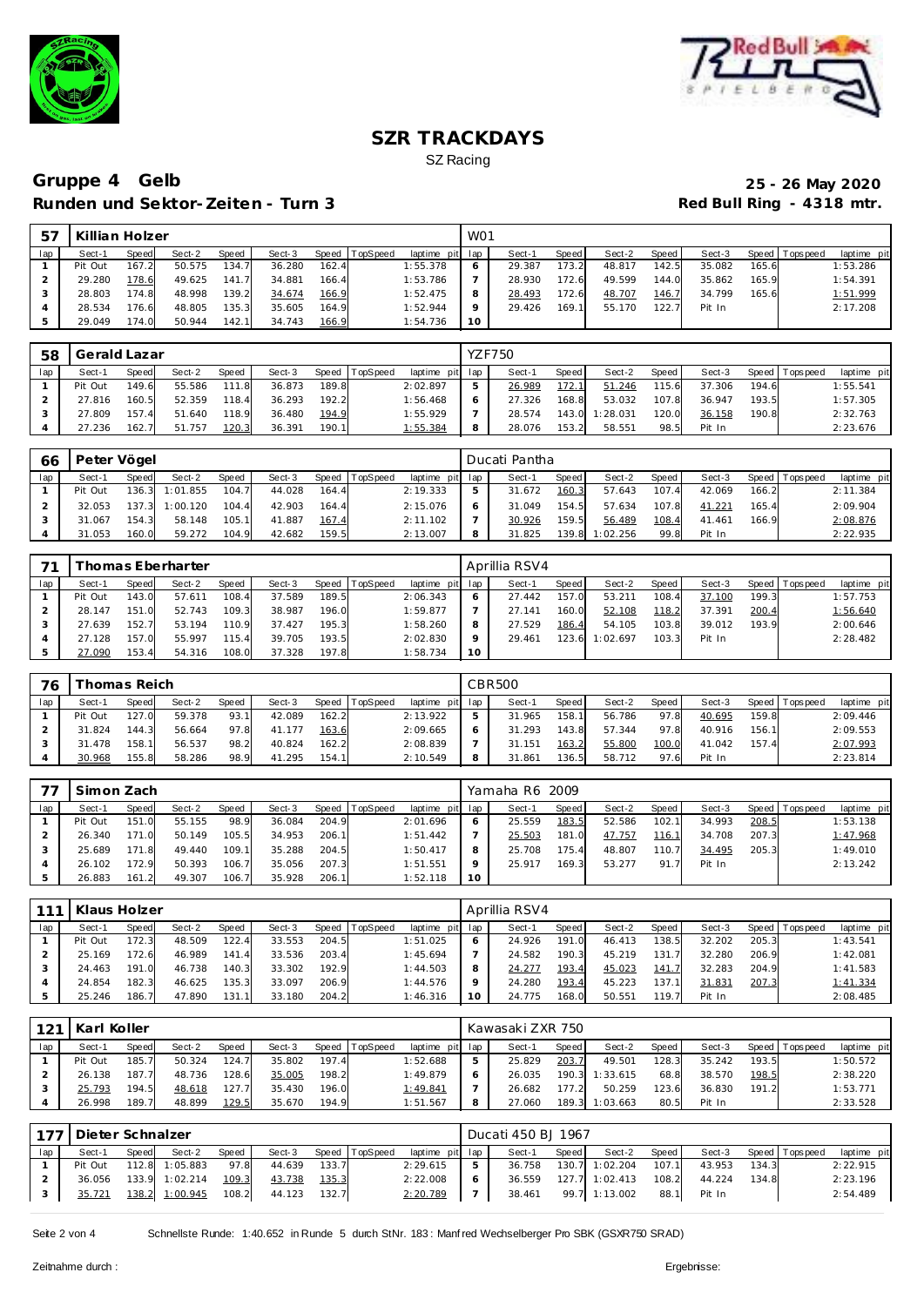# SZR TRACKDAYS

SZ Racing

## Gruppe 4 Gelb

**25 - 26 May 2020**

**Runden und Sektor-Zeiten - Turn 3**

**Red Bull Ring - 4318 mtr.**

| 57 | Killian Holzer | | | | | | | | W01 | | | | | | | | |
|---|---|---|---|---|---|---|---|---|---|---|---|---|---|---|---|---|---|
| lap | Sect-1 | Speed | Sect-2 | Speed | Sect-3 | Speed | TopSpeed | laptime pit | lap | Sect-1 | Speed | Sect-2 | Speed | Sect-3 | Speed | Topspeed | laptime pit |
| 1 | Pit Out | 167.2 | 50.575 | 134.7 | 36.280 | 162.4 | | 1:55.378 | 6 | 29.387 | 173.2 | 48.817 | 142.5 | 35.082 | 165.6 | | 1:53.286 |
| 2 | 29.280 | 178.6 | 49.625 | 141.7 | 34.881 | 166.4 | | 1:53.786 | 7 | 28.930 | 172.6 | 49.599 | 144.0 | 35.862 | 165.9 | | 1:54.391 |
| 3 | 28.803 | 174.8 | 48.998 | 139.2 | 34.674 | 166.9 | | 1:52.475 | 8 | 28.493 | 172.6 | 48.707 | 146.7 | 34.799 | 165.6 | | 1:51.999 |
| 4 | 28.534 | 176.6 | 48.805 | 135.3 | 35.605 | 164.9 | | 1:52.944 | 9 | 29.426 | 169.1 | 55.170 | 122.7 | Pit In | | | 2:17.208 |
| 5 | 29.049 | 174.0 | 50.944 | 142.1 | 34.743 | 166.9 | | 1:54.736 | 10 | | | | | | | | |

| 58 | Gerald Lazar | | | | | | | | YZF750 | | | | | | | | |
|---|---|---|---|---|---|---|---|---|---|---|---|---|---|---|---|---|---|
| lap | Sect-1 | Speed | Sect-2 | Speed | Sect-3 | Speed | TopSpeed | laptime pit | lap | Sect-1 | Speed | Sect-2 | Speed | Sect-3 | Speed | Topspeed | laptime pit |
| 1 | Pit Out | 149.6 | 55.586 | 111.8 | 36.873 | 189.8 | | 2:02.897 | 5 | 26.989 | 172.1 | 51.246 | 115.6 | 37.306 | 194.6 | | 1:55.541 |
| 2 | 27.816 | 160.5 | 52.359 | 118.4 | 36.293 | 192.2 | | 1:56.468 | 6 | 27.326 | 168.8 | 53.032 | 107.8 | 36.947 | 193.5 | | 1:57.305 |
| 3 | 27.809 | 157.4 | 51.640 | 118.9 | 36.480 | 194.9 | | 1:55.929 | 7 | 28.574 | 143.0 | 1:28.031 | 120.0 | 36.158 | 190.8 | | 2:32.763 |
| 4 | 27.236 | 162.7 | 51.757 | 120.3 | 36.391 | 190.1 | | 1:55.384 | 8 | 28.076 | 153.2 | 58.551 | 98.5 | Pit In | | | 2:23.676 |

| 66 | Peter Vögel | | | | | | | | Ducati Pantha | | | | | | | | |
|---|---|---|---|---|---|---|---|---|---|---|---|---|---|---|---|---|---|
| lap | Sect-1 | Speed | Sect-2 | Speed | Sect-3 | Speed | TopSpeed | laptime pit | lap | Sect-1 | Speed | Sect-2 | Speed | Sect-3 | Speed | Topspeed | laptime pit |
| 1 | Pit Out | 136.3 | 1:01.855 | 104.7 | 44.028 | 164.4 | | 2:19.333 | 5 | 31.672 | 160.3 | 57.643 | 107.4 | 42.069 | 166.2 | | 2:11.384 |
| 2 | 32.053 | 137.3 | 1:00.120 | 104.4 | 42.903 | 164.4 | | 2:15.076 | 6 | 31.049 | 154.5 | 57.634 | 107.8 | 41.221 | 165.4 | | 2:09.904 |
| 3 | 31.067 | 154.3 | 58.148 | 105.1 | 41.887 | 167.4 | | 2:11.102 | 7 | 30.926 | 159.5 | 56.489 | 108.4 | 41.461 | 166.9 | | 2:08.876 |
| 4 | 31.053 | 160.0 | 59.272 | 104.9 | 42.682 | 159.5 | | 2:13.007 | 8 | 31.825 | 139.8 | 1:02.256 | 99.8 | Pit In | | | 2:22.935 |

| 71 | Thomas Eberharter | | | | | | | | Aprillia RSV4 | | | | | | | | |
|---|---|---|---|---|---|---|---|---|---|---|---|---|---|---|---|---|---|
| lap | Sect-1 | Speed | Sect-2 | Speed | Sect-3 | Speed | TopSpeed | laptime pit | lap | Sect-1 | Speed | Sect-2 | Speed | Sect-3 | Speed | Topspeed | laptime pit |
| 1 | Pit Out | 143.0 | 57.611 | 108.4 | 37.589 | 189.5 | | 2:06.343 | 6 | 27.442 | 157.0 | 53.211 | 108.4 | 37.100 | 199.3 | | 1:57.753 |
| 2 | 28.147 | 151.0 | 52.743 | 109.3 | 38.987 | 196.0 | | 1:59.877 | 7 | 27.141 | 160.0 | 52.108 | 118.2 | 37.391 | 200.4 | | 1:56.640 |
| 3 | 27.639 | 152.7 | 53.194 | 110.9 | 37.427 | 195.3 | | 1:58.260 | 8 | 27.529 | 186.4 | 54.105 | 103.8 | 39.012 | 193.9 | | 2:00.646 |
| 4 | 27.128 | 157.0 | 55.997 | 115.4 | 39.705 | 193.5 | | 2:02.830 | 9 | 29.461 | 123.6 | 1:02.697 | 103.3 | Pit In | | | 2:28.482 |
| 5 | 27.090 | 153.4 | 54.316 | 108.0 | 37.328 | 197.8 | | 1:58.734 | 10 | | | | | | | | |

| 76 | Thomas Reich | | | | | | | | CBR500 | | | | | | | | |
|---|---|---|---|---|---|---|---|---|---|---|---|---|---|---|---|---|---|
| lap | Sect-1 | Speed | Sect-2 | Speed | Sect-3 | Speed | TopSpeed | laptime pit | lap | Sect-1 | Speed | Sect-2 | Speed | Sect-3 | Speed | Topspeed | laptime pit |
| 1 | Pit Out | 127.0 | 59.378 | 93.1 | 42.089 | 162.2 | | 2:13.922 | 5 | 31.965 | 158.1 | 56.786 | 97.8 | 40.695 | 159.8 | | 2:09.446 |
| 2 | 31.824 | 144.3 | 56.664 | 97.8 | 41.177 | 163.6 | | 2:09.665 | 6 | 31.293 | 143.8 | 57.344 | 97.8 | 40.916 | 156.1 | | 2:09.553 |
| 3 | 31.478 | 158.1 | 56.537 | 98.2 | 40.824 | 162.2 | | 2:08.839 | 7 | 31.151 | 163.2 | 55.800 | 100.0 | 41.042 | 157.4 | | 2:07.993 |
| 4 | 30.968 | 155.8 | 58.286 | 98.9 | 41.295 | 154.1 | | 2:10.549 | 8 | 31.861 | 136.5 | 58.712 | 97.6 | Pit In | | | 2:23.814 |

| 77 | Simon Zach | | | | | | | | Yamaha R6 2009 | | | | | | | | |
|---|---|---|---|---|---|---|---|---|---|---|---|---|---|---|---|---|---|
| lap | Sect-1 | Speed | Sect-2 | Speed | Sect-3 | Speed | TopSpeed | laptime pit | lap | Sect-1 | Speed | Sect-2 | Speed | Sect-3 | Speed | Topspeed | laptime pit |
| 1 | Pit Out | 151.0 | 55.155 | 98.9 | 36.084 | 204.9 | | 2:01.696 | 6 | 25.559 | 183.5 | 52.586 | 102.1 | 34.993 | 208.5 | | 1:53.138 |
| 2 | 26.340 | 171.0 | 50.149 | 105.5 | 34.953 | 206.1 | | 1:51.442 | 7 | 25.503 | 181.0 | 47.757 | 116.1 | 34.708 | 207.3 | | 1:47.968 |
| 3 | 25.689 | 171.8 | 49.440 | 109.1 | 35.288 | 204.5 | | 1:50.417 | 8 | 25.708 | 175.4 | 48.807 | 110.7 | 34.495 | 205.3 | | 1:49.010 |
| 4 | 26.102 | 172.9 | 50.393 | 106.7 | 35.056 | 207.3 | | 1:51.551 | 9 | 25.917 | 169.3 | 53.277 | 91.7 | Pit In | | | 2:13.242 |
| 5 | 26.883 | 161.2 | 49.307 | 106.7 | 35.928 | 206.1 | | 1:52.118 | 10 | | | | | | | | |

| 111 | Klaus Holzer | | | | | | | | Aprillia RSV4 | | | | | | | | |
|---|---|---|---|---|---|---|---|---|---|---|---|---|---|---|---|---|---|
| lap | Sect-1 | Speed | Sect-2 | Speed | Sect-3 | Speed | TopSpeed | laptime pit | lap | Sect-1 | Speed | Sect-2 | Speed | Sect-3 | Speed | Topspeed | laptime pit |
| 1 | Pit Out | 172.3 | 48.509 | 122.4 | 33.553 | 204.5 | | 1:51.025 | 6 | 24.926 | 191.0 | 46.413 | 138.5 | 32.202 | 205.3 | | 1:43.541 |
| 2 | 25.169 | 172.6 | 46.989 | 141.4 | 33.536 | 203.4 | | 1:45.694 | 7 | 24.582 | 190.3 | 45.219 | 131.7 | 32.280 | 206.9 | | 1:42.081 |
| 3 | 24.463 | 191.0 | 46.738 | 140.3 | 33.302 | 192.9 | | 1:44.503 | 8 | 24.277 | 193.4 | 45.023 | 141.7 | 32.283 | 204.9 | | 1:41.583 |
| 4 | 24.854 | 182.3 | 46.625 | 135.3 | 33.097 | 206.9 | | 1:44.576 | 9 | 24.280 | 193.4 | 45.223 | 137.1 | 31.831 | 207.3 | | 1:41.334 |
| 5 | 25.246 | 186.7 | 47.890 | 131.1 | 33.180 | 204.2 | | 1:46.316 | 10 | 24.775 | 168.0 | 50.551 | 119.7 | Pit In | | | 2:08.485 |

| 121 | Karl Koller | | | | | | | | Kawasaki ZXR 750 | | | | | | | | |
|---|---|---|---|---|---|---|---|---|---|---|---|---|---|---|---|---|---|
| lap | Sect-1 | Speed | Sect-2 | Speed | Sect-3 | Speed | TopSpeed | laptime pit | lap | Sect-1 | Speed | Sect-2 | Speed | Sect-3 | Speed | Topspeed | laptime pit |
| 1 | Pit Out | 185.7 | 50.324 | 124.7 | 35.802 | 197.4 | | 1:52.688 | 5 | 25.829 | 203.7 | 49.501 | 128.3 | 35.242 | 193.5 | | 1:50.572 |
| 2 | 26.138 | 187.7 | 48.736 | 128.6 | 35.005 | 198.2 | | 1:49.879 | 6 | 26.035 | 190.3 | 1:33.615 | 68.8 | 38.570 | 198.5 | | 2:38.220 |
| 3 | 25.793 | 194.5 | 48.618 | 127.7 | 35.430 | 196.0 | | 1:49.841 | 7 | 26.682 | 177.2 | 50.259 | 123.6 | 36.830 | 191.2 | | 1:53.771 |
| 4 | 26.998 | 189.7 | 48.899 | 129.5 | 35.670 | 194.9 | | 1:51.567 | 8 | 27.060 | 189.3 | 1:03.663 | 80.5 | Pit In | | | 2:33.528 |

| 177 | Dieter Schnalzer | | | | | | | | Ducati 450 BJ 1967 | | | | | | | | |
|---|---|---|---|---|---|---|---|---|---|---|---|---|---|---|---|---|---|
| lap | Sect-1 | Speed | Sect-2 | Speed | Sect-3 | Speed | TopSpeed | laptime pit | lap | Sect-1 | Speed | Sect-2 | Speed | Sect-3 | Speed | Topspeed | laptime pit |
| 1 | Pit Out | 112.8 | 1:05.883 | 97.8 | 44.639 | 133.7 | | 2:29.615 | 5 | 36.758 | 130.7 | 1:02.204 | 107.1 | 43.953 | 134.3 | | 2:22.915 |
| 2 | 36.056 | 133.9 | 1:02.214 | 109.3 | 43.738 | 135.3 | | 2:22.008 | 6 | 36.559 | 127.7 | 1:02.413 | 108.2 | 44.224 | 134.8 | | 2:23.196 |
| 3 | 35.721 | 138.2 | 1:00.945 | 108.2 | 44.123 | 132.7 | | 2:20.789 | 7 | 38.461 | 99.7 | 1:13.002 | 88.1 | Pit In | | | 2:54.489 |

Schnellste Runde: 1:40.652 in Runde 5 durch StNr. 183: Manfred Wechselberger Pro SBK (GSXR750 SRAD)

Zeitnahme durch :

Ergebnisse: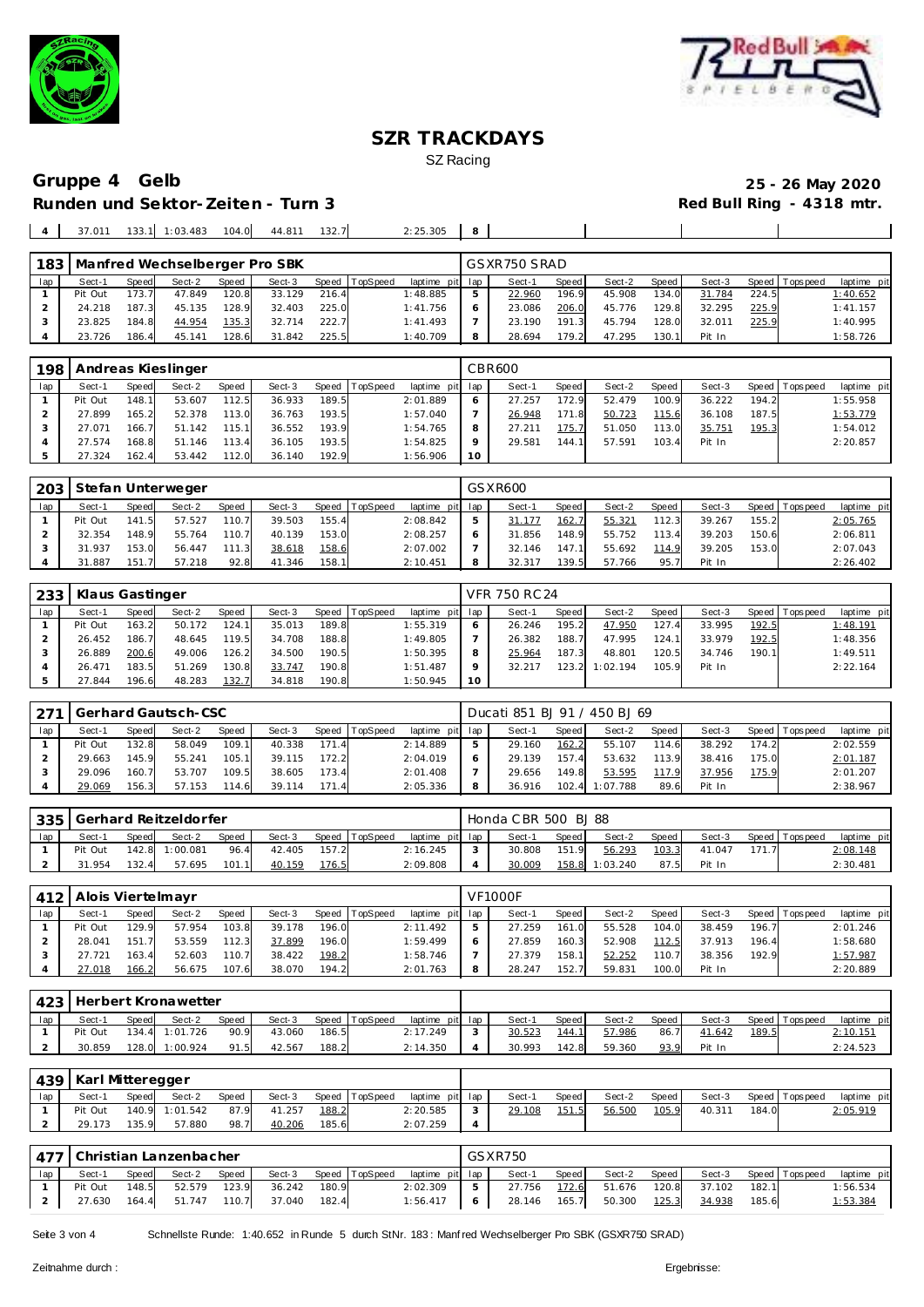# SZR TRACKDAYS

SZ Racing

## Gruppe 4 Gelb

**Runden und Sektor-Zeiten - Turn 3**

**25 - 26 May 2020**

**Red Bull Ring - 4318 mtr.**

| 4 | 37.011 | 133.1 | 1:03.483 | 104.0 | 44.811 | 132.7 | | 2:25.305 | 8 | | | | | | | | |
|---|---|---|---|---|---|---|---|---|---|---|---|---|---|---|---|---|---|

| 183 | Manfred Wechselberger Pro SBK | | | | | | | | GSXR750 SRAD | | | | | | | | |
|---|---|---|---|---|---|---|---|---|---|---|---|---|---|---|---|---|---|
| lap | Sect-1 | Speed | Sect-2 | Speed | Sect-3 | Speed | TopSpeed | laptime pit | lap | Sect-1 | Speed | Sect-2 | Speed | Sect-3 | Speed | Topspeed | laptime pit |
| 1 | Pit Out | 173.7 | 47.849 | 120.8 | 33.129 | 216.4 | | 1:48.885 | 5 | 22.960 | 196.9 | 45.908 | 134.0 | 31.784 | 224.5 | | 1:40.652 |
| 2 | 24.218 | 187.3 | 45.135 | 128.9 | 32.403 | 225.0 | | 1:41.756 | 6 | 23.086 | 206.0 | 45.776 | 129.8 | 32.295 | 225.9 | | 1:41.157 |
| 3 | 23.825 | 184.8 | 44.954 | 135.3 | 32.714 | 222.7 | | 1:41.493 | 7 | 23.190 | 191.3 | 45.794 | 128.0 | 32.011 | 225.9 | | 1:40.995 |
| 4 | 23.726 | 186.4 | 45.141 | 128.6 | 31.842 | 225.5 | | 1:40.709 | 8 | 28.694 | 179.2 | 47.295 | 130.1 | Pit In | | | 1:58.726 |

| 198 | Andreas Kieslinger | | | | | | | | CBR600 | | | | | | | | |
|---|---|---|---|---|---|---|---|---|---|---|---|---|---|---|---|---|---|
| lap | Sect-1 | Speed | Sect-2 | Speed | Sect-3 | Speed | TopSpeed | laptime pit | lap | Sect-1 | Speed | Sect-2 | Speed | Sect-3 | Speed | Topspeed | laptime pit |
| 1 | Pit Out | 148.1 | 53.607 | 112.5 | 36.933 | 189.5 | | 2:01.889 | 6 | 27.257 | 172.9 | 52.479 | 100.9 | 36.222 | 194.2 | | 1:55.958 |
| 2 | 27.899 | 165.2 | 52.378 | 113.0 | 36.763 | 193.5 | | 1:57.040 | 7 | 26.948 | 171.8 | 50.723 | 115.6 | 36.108 | 187.5 | | 1:53.779 |
| 3 | 27.071 | 166.7 | 51.142 | 115.1 | 36.552 | 193.9 | | 1:54.765 | 8 | 27.211 | 175.7 | 51.050 | 113.0 | 35.751 | 195.3 | | 1:54.012 |
| 4 | 27.574 | 168.8 | 51.146 | 113.4 | 36.105 | 193.5 | | 1:54.825 | 9 | 29.581 | 144.1 | 57.591 | 103.4 | Pit In | | | 2:20.857 |
| 5 | 27.324 | 162.4 | 53.442 | 112.0 | 36.140 | 192.9 | | 1:56.906 | 10 | | | | | | | | |

| 203 | Stefan Unterweger | | | | | | | | GSXR600 | | | | | | | | |
|---|---|---|---|---|---|---|---|---|---|---|---|---|---|---|---|---|---|
| lap | Sect-1 | Speed | Sect-2 | Speed | Sect-3 | Speed | TopSpeed | laptime pit | lap | Sect-1 | Speed | Sect-2 | Speed | Sect-3 | Speed | Topspeed | laptime pit |
| 1 | Pit Out | 141.5 | 57.527 | 110.7 | 39.503 | 155.4 | | 2:08.842 | 5 | 31.177 | 162.7 | 55.321 | 112.3 | 39.267 | 155.2 | | 2:05.765 |
| 2 | 32.354 | 148.9 | 55.764 | 110.7 | 40.139 | 153.0 | | 2:08.257 | 6 | 31.856 | 148.9 | 55.752 | 113.4 | 39.203 | 150.6 | | 2:06.811 |
| 3 | 31.937 | 153.0 | 56.447 | 111.3 | 38.618 | 158.6 | | 2:07.002 | 7 | 32.146 | 147.1 | 55.692 | 114.9 | 39.205 | 153.0 | | 2:07.043 |
| 4 | 31.887 | 151.7 | 57.218 | 92.8 | 41.346 | 158.1 | | 2:10.451 | 8 | 32.317 | 139.5 | 57.766 | 95.7 | Pit In | | | 2:26.402 |

| 233 | Klaus Gastinger | | | | | | | | VFR 750 RC24 | | | | | | | | |
|---|---|---|---|---|---|---|---|---|---|---|---|---|---|---|---|---|---|
| lap | Sect-1 | Speed | Sect-2 | Speed | Sect-3 | Speed | TopSpeed | laptime pit | lap | Sect-1 | Speed | Sect-2 | Speed | Sect-3 | Speed | Topspeed | laptime pit |
| 1 | Pit Out | 163.2 | 50.172 | 124.1 | 35.013 | 189.8 | | 1:55.319 | 6 | 26.246 | 195.2 | 47.950 | 127.4 | 33.995 | 192.5 | | 1:48.191 |
| 2 | 26.452 | 186.7 | 48.645 | 119.5 | 34.708 | 188.8 | | 1:49.805 | 7 | 26.382 | 188.7 | 47.995 | 124.1 | 33.979 | 192.5 | | 1:48.356 |
| 3 | 26.889 | 200.6 | 49.006 | 126.2 | 34.500 | 190.5 | | 1:50.395 | 8 | 25.964 | 187.3 | 48.801 | 120.5 | 34.746 | 190.1 | | 1:49.511 |
| 4 | 26.471 | 183.5 | 51.269 | 130.8 | 33.747 | 190.8 | | 1:51.487 | 9 | 32.217 | 123.2 | 1:02.194 | 105.9 | Pit In | | | 2:22.164 |
| 5 | 27.844 | 196.6 | 48.283 | 132.7 | 34.818 | 190.8 | | 1:50.945 | 10 | | | | | | | | |

| 271 | Gerhard Gautsch-CSC | | | | | | | | Ducati 851 BJ 91 / 450 BJ 69 | | | | | | | | |
|---|---|---|---|---|---|---|---|---|---|---|---|---|---|---|---|---|---|
| lap | Sect-1 | Speed | Sect-2 | Speed | Sect-3 | Speed | TopSpeed | laptime pit | lap | Sect-1 | Speed | Sect-2 | Speed | Sect-3 | Speed | Topspeed | laptime pit |
| 1 | Pit Out | 132.8 | 58.049 | 109.1 | 40.338 | 171.4 | | 2:14.889 | 5 | 29.160 | 162.2 | 55.107 | 114.6 | 38.292 | 174.2 | | 2:02.559 |
| 2 | 29.663 | 145.9 | 55.241 | 105.1 | 39.115 | 172.2 | | 2:04.019 | 6 | 29.139 | 157.4 | 53.632 | 113.9 | 38.416 | 175.0 | | 2:01.187 |
| 3 | 29.096 | 160.7 | 53.707 | 109.5 | 38.605 | 173.4 | | 2:01.408 | 7 | 29.656 | 149.8 | 53.595 | 117.9 | 37.956 | 175.9 | | 2:01.207 |
| 4 | 29.069 | 156.3 | 57.153 | 114.6 | 39.114 | 171.4 | | 2:05.336 | 8 | 36.916 | 102.4 | 1:07.788 | 89.6 | Pit In | | | 2:38.967 |

| 335 | Gerhard Reitzeldorfer | | | | | | | | Honda CBR 500 BJ 88 | | | | | | | | |
|---|---|---|---|---|---|---|---|---|---|---|---|---|---|---|---|---|---|
| lap | Sect-1 | Speed | Sect-2 | Speed | Sect-3 | Speed | TopSpeed | laptime pit | lap | Sect-1 | Speed | Sect-2 | Speed | Sect-3 | Speed | Topspeed | laptime pit |
| 1 | Pit Out | 142.8 | 1:00.081 | 96.4 | 42.405 | 157.2 | | 2:16.245 | 3 | 30.808 | 151.9 | 56.293 | 103.3 | 41.047 | 171.7 | | 2:08.148 |
| 2 | 31.954 | 132.4 | 57.695 | 101.1 | 40.159 | 176.5 | | 2:09.808 | 4 | 30.009 | 158.8 | 1:03.240 | 87.5 | Pit In | | | 2:30.481 |

| 412 | Alois Viertelmayr | | | | | | | | VF1000F | | | | | | | | |
|---|---|---|---|---|---|---|---|---|---|---|---|---|---|---|---|---|---|
| lap | Sect-1 | Speed | Sect-2 | Speed | Sect-3 | Speed | TopSpeed | laptime pit | lap | Sect-1 | Speed | Sect-2 | Speed | Sect-3 | Speed | Topspeed | laptime pit |
| 1 | Pit Out | 129.9 | 57.954 | 103.8 | 39.178 | 196.0 | | 2:11.492 | 5 | 27.259 | 161.0 | 55.528 | 104.0 | 38.459 | 196.7 | | 2:01.246 |
| 2 | 28.041 | 151.7 | 53.559 | 112.3 | 37.899 | 196.0 | | 1:59.499 | 6 | 27.859 | 160.3 | 52.908 | 112.5 | 37.913 | 196.4 | | 1:58.680 |
| 3 | 27.721 | 163.4 | 52.603 | 110.7 | 38.422 | 198.2 | | 1:58.746 | 7 | 27.379 | 158.1 | 52.252 | 110.7 | 38.356 | 192.9 | | 1:57.987 |
| 4 | 27.018 | 166.2 | 56.675 | 107.6 | 38.070 | 194.2 | | 2:01.763 | 8 | 28.247 | 152.7 | 59.831 | 100.0 | Pit In | | | 2:20.889 |

| 423 | Herbert Kronawetter | | | | | | | | | | | | | | | | |
|---|---|---|---|---|---|---|---|---|---|---|---|---|---|---|---|---|---|
| lap | Sect-1 | Speed | Sect-2 | Speed | Sect-3 | Speed | TopSpeed | laptime pit | lap | Sect-1 | Speed | Sect-2 | Speed | Sect-3 | Speed | Topspeed | laptime pit |
| 1 | Pit Out | 134.4 | 1:01.726 | 90.9 | 43.060 | 186.5 | | 2:17.249 | 3 | 30.523 | 144.1 | 57.986 | 86.7 | 41.642 | 189.5 | | 2:10.151 |
| 2 | 30.859 | 128.0 | 1:00.924 | 91.5 | 42.567 | 188.2 | | 2:14.350 | 4 | 30.993 | 142.8 | 59.360 | 93.9 | Pit In | | | 2:24.523 |

| 439 | Karl Mitteregger | | | | | | | | | | | | | | | | |
|---|---|---|---|---|---|---|---|---|---|---|---|---|---|---|---|---|---|
| lap | Sect-1 | Speed | Sect-2 | Speed | Sect-3 | Speed | TopSpeed | laptime pit | lap | Sect-1 | Speed | Sect-2 | Speed | Sect-3 | Speed | Topspeed | laptime pit |
| 1 | Pit Out | 140.9 | 1:01.542 | 87.9 | 41.257 | 188.2 | | 2:20.585 | 3 | 29.108 | 151.5 | 56.500 | 105.9 | 40.311 | 184.0 | | 2:05.919 |
| 2 | 29.173 | 135.9 | 57.880 | 98.7 | 40.206 | 185.6 | | 2:07.259 | 4 | | | | | | | | |

| 477 | Christian Lanzenbacher | | | | | | | | GSXR750 | | | | | | | | |
|---|---|---|---|---|---|---|---|---|---|---|---|---|---|---|---|---|---|
| lap | Sect-1 | Speed | Sect-2 | Speed | Sect-3 | Speed | TopSpeed | laptime pit | lap | Sect-1 | Speed | Sect-2 | Speed | Sect-3 | Speed | Topspeed | laptime pit |
| 1 | Pit Out | 148.5 | 52.579 | 123.9 | 36.242 | 180.9 | | 2:02.309 | 5 | 27.756 | 172.6 | 51.676 | 120.8 | 37.102 | 182.1 | | 1:56.534 |
| 2 | 27.630 | 164.4 | 51.747 | 110.7 | 37.040 | 182.4 | | 1:56.417 | 6 | 28.146 | 165.7 | 50.300 | 125.3 | 34.938 | 185.6 | | 1:53.384 |

Schnellste Runde: 1:40.652 in Runde 5 durch StNr. 183 : Manfred Wechselberger Pro SBK (GSXR750 SRAD)

Zeitnahme durch :

Ergebnisse: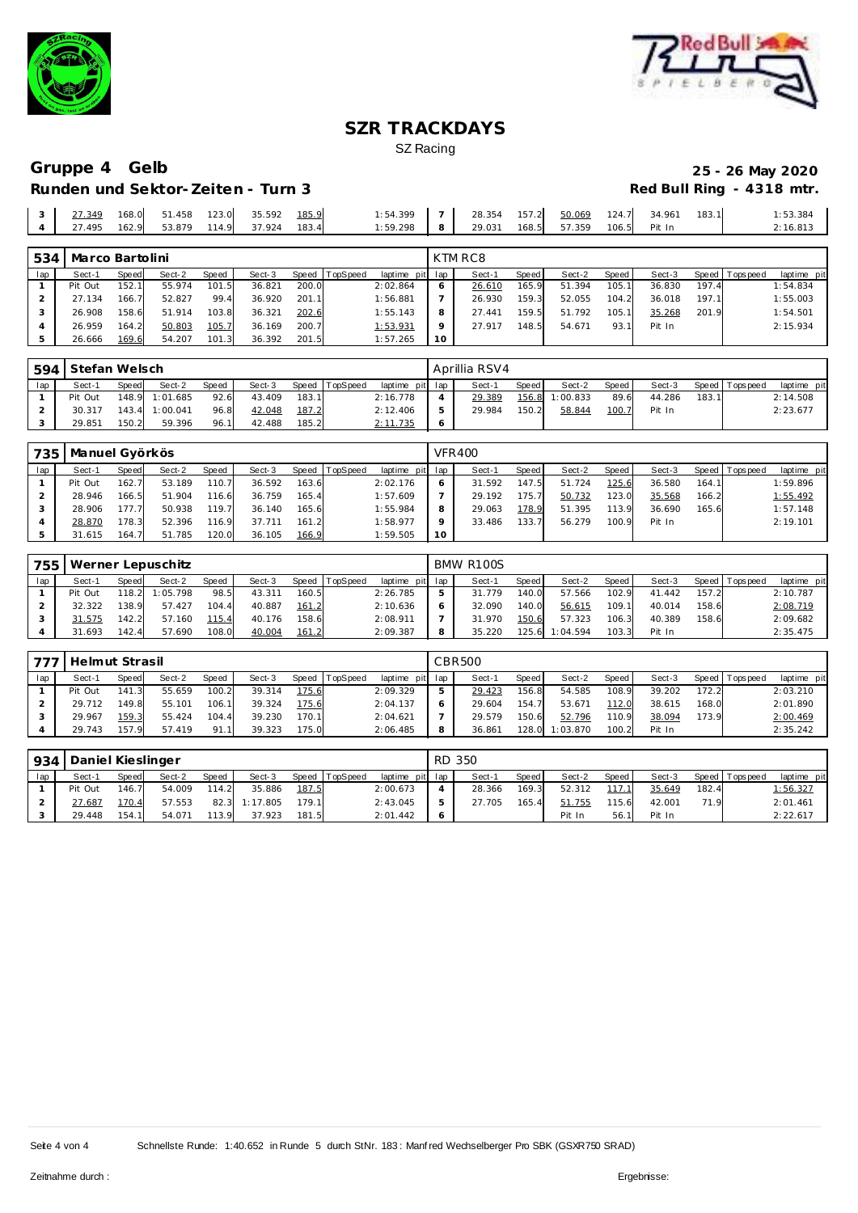# SZR TRACKDAYS

SZ Racing

## Gruppe 4 Gelb

**25 - 26 May 2020**

### Runden und Sektor-Zeiten - Turn 3

**Red Bull Ring - 4318 mtr.**

| lap | Sect-1 | Speed | Sect-2 | Speed | Sect-3 | Speed | TopSpeed | laptime pit | lap | Sect-1 | Speed | Sect-2 | Speed | Sect-3 | Speed | Topspeed | laptime pit |
|---|---|---|---|---|---|---|---|---|---|---|---|---|---|---|---|---|---|
| 3 | 27.349 | 168.0 | 51.458 | 123.0 | 35.592 | 185.9 | | 1:54.399 | 7 | 28.354 | 157.2 | 50.069 | 124.7 | 34.961 | 183.1 | | 1:53.384 |
| 4 | 27.495 | 162.9 | 53.879 | 114.9 | 37.924 | 183.4 | | 1:59.298 | 8 | 29.031 | 168.5 | 57.359 | 106.5 | Pit In | | | 2:16.813 |

**534 Marco Bartolini** — KTM RC8

| lap | Sect-1 | Speed | Sect-2 | Speed | Sect-3 | Speed | TopSpeed | laptime pit | lap | Sect-1 | Speed | Sect-2 | Speed | Sect-3 | Speed | Topspeed | laptime pit |
|---|---|---|---|---|---|---|---|---|---|---|---|---|---|---|---|---|---|
| 1 | Pit Out | 152.1 | 55.974 | 101.5 | 36.821 | 200.0 | | 2:02.864 | 6 | 26.610 | 165.9 | 51.394 | 105.1 | 36.830 | 197.4 | | 1:54.834 |
| 2 | 27.134 | 166.7 | 52.827 | 99.4 | 36.920 | 201.1 | | 1:56.881 | 7 | 26.930 | 159.3 | 52.055 | 104.2 | 36.018 | 197.1 | | 1:55.003 |
| 3 | 26.908 | 158.6 | 51.914 | 103.8 | 36.321 | 202.6 | | 1:55.143 | 8 | 27.441 | 159.5 | 51.792 | 105.1 | 35.268 | 201.9 | | 1:54.501 |
| 4 | 26.959 | 164.2 | 50.803 | 105.7 | 36.169 | 200.7 | | 1:53.931 | 9 | 27.917 | 148.5 | 54.671 | 93.1 | Pit In | | | 2:15.934 |
| 5 | 26.666 | 169.6 | 54.207 | 101.3 | 36.392 | 201.5 | | 1:57.265 | 10 | | | | | | | | |

**594 Stefan Welsch** — Aprillia RSV4

| lap | Sect-1 | Speed | Sect-2 | Speed | Sect-3 | Speed | TopSpeed | laptime pit | lap | Sect-1 | Speed | Sect-2 | Speed | Sect-3 | Speed | Topspeed | laptime pit |
|---|---|---|---|---|---|---|---|---|---|---|---|---|---|---|---|---|---|
| 1 | Pit Out | 148.9 | 1:01.685 | 92.6 | 43.409 | 183.1 | | 2:16.778 | 4 | 29.389 | 156.8 | 1:00.833 | 89.6 | 44.286 | 183.1 | | 2:14.508 |
| 2 | 30.317 | 143.4 | 1:00.041 | 96.8 | 42.048 | 187.2 | | 2:12.406 | 5 | 29.984 | 150.2 | 58.844 | 100.7 | Pit In | | | 2:23.677 |
| 3 | 29.851 | 150.2 | 59.396 | 96.1 | 42.488 | 185.2 | | 2:11.735 | 6 | | | | | | | | |

**735 Manuel Györkös** — VFR400

| lap | Sect-1 | Speed | Sect-2 | Speed | Sect-3 | Speed | TopSpeed | laptime pit | lap | Sect-1 | Speed | Sect-2 | Speed | Sect-3 | Speed | Topspeed | laptime pit |
|---|---|---|---|---|---|---|---|---|---|---|---|---|---|---|---|---|---|
| 1 | Pit Out | 162.7 | 53.189 | 110.7 | 36.592 | 163.6 | | 2:02.176 | 6 | 31.592 | 147.5 | 51.724 | 125.6 | 36.580 | 164.1 | | 1:59.896 |
| 2 | 28.946 | 166.5 | 51.904 | 116.6 | 36.759 | 165.4 | | 1:57.609 | 7 | 29.192 | 175.7 | 50.732 | 123.0 | 35.568 | 166.2 | | 1:55.492 |
| 3 | 28.906 | 177.7 | 50.938 | 119.7 | 36.140 | 165.6 | | 1:55.984 | 8 | 29.063 | 178.9 | 51.395 | 113.9 | 36.690 | 165.6 | | 1:57.148 |
| 4 | 28.870 | 178.3 | 52.396 | 116.9 | 37.711 | 161.2 | | 1:58.977 | 9 | 33.486 | 133.7 | 56.279 | 100.9 | Pit In | | | 2:19.101 |
| 5 | 31.615 | 164.7 | 51.785 | 120.0 | 36.105 | 166.9 | | 1:59.505 | 10 | | | | | | | | |

**755 Werner Lepuschitz** — BMW R100S

| lap | Sect-1 | Speed | Sect-2 | Speed | Sect-3 | Speed | TopSpeed | laptime pit | lap | Sect-1 | Speed | Sect-2 | Speed | Sect-3 | Speed | Topspeed | laptime pit |
|---|---|---|---|---|---|---|---|---|---|---|---|---|---|---|---|---|---|
| 1 | Pit Out | 118.2 | 1:05.798 | 98.5 | 43.311 | 160.5 | | 2:26.785 | 5 | 31.779 | 140.0 | 57.566 | 102.9 | 41.442 | 157.2 | | 2:10.787 |
| 2 | 32.322 | 138.9 | 57.427 | 104.4 | 40.887 | 161.2 | | 2:10.636 | 6 | 32.090 | 140.0 | 56.615 | 109.1 | 40.014 | 158.6 | | 2:08.719 |
| 3 | 31.575 | 142.2 | 57.160 | 115.4 | 40.176 | 158.6 | | 2:08.911 | 7 | 31.970 | 150.6 | 57.323 | 106.3 | 40.389 | 158.6 | | 2:09.682 |
| 4 | 31.693 | 142.4 | 57.690 | 108.0 | 40.004 | 161.2 | | 2:09.387 | 8 | 35.220 | 125.6 | 1:04.594 | 103.3 | Pit In | | | 2:35.475 |

**777 Helmut Strasil** — CBR500

| lap | Sect-1 | Speed | Sect-2 | Speed | Sect-3 | Speed | TopSpeed | laptime pit | lap | Sect-1 | Speed | Sect-2 | Speed | Sect-3 | Speed | Topspeed | laptime pit |
|---|---|---|---|---|---|---|---|---|---|---|---|---|---|---|---|---|---|
| 1 | Pit Out | 141.3 | 55.659 | 100.2 | 39.314 | 175.6 | | 2:09.329 | 5 | 29.423 | 156.8 | 54.585 | 108.9 | 39.202 | 172.2 | | 2:03.210 |
| 2 | 29.712 | 149.8 | 55.101 | 106.1 | 39.324 | 175.6 | | 2:04.137 | 6 | 29.604 | 154.7 | 53.671 | 112.0 | 38.615 | 168.0 | | 2:01.890 |
| 3 | 29.967 | 159.3 | 55.424 | 104.4 | 39.230 | 170.1 | | 2:04.621 | 7 | 29.579 | 150.6 | 52.796 | 110.9 | 38.094 | 173.9 | | 2:00.469 |
| 4 | 29.743 | 157.9 | 57.419 | 91.1 | 39.323 | 175.0 | | 2:06.485 | 8 | 36.861 | 128.0 | 1:03.870 | 100.2 | Pit In | | | 2:35.242 |

**934 Daniel Kieslinger** — RD 350

| lap | Sect-1 | Speed | Sect-2 | Speed | Sect-3 | Speed | TopSpeed | laptime pit | lap | Sect-1 | Speed | Sect-2 | Speed | Sect-3 | Speed | Topspeed | laptime pit |
|---|---|---|---|---|---|---|---|---|---|---|---|---|---|---|---|---|---|
| 1 | Pit Out | 146.7 | 54.009 | 114.2 | 35.886 | 187.5 | | 2:00.673 | 4 | 28.366 | 169.3 | 52.312 | 117.1 | 35.649 | 182.4 | | 1:56.327 |
| 2 | 27.687 | 170.4 | 57.553 | 82.3 | 1:17.805 | 179.1 | | 2:43.045 | 5 | 27.705 | 165.4 | 51.755 | 115.6 | 42.001 | 71.9 | | 2:01.461 |
| 3 | 29.448 | 154.1 | 54.071 | 113.9 | 37.923 | 181.5 | | 2:01.442 | 6 | | | Pit In | 56.1 | Pit In | | | 2:22.617 |

Schnellste Runde: 1:40.652 in Runde 5 durch StNr. 183 : Manfred Wechselberger Pro SBK (GSXR750 SRAD)

Zeitnahme durch :

Ergebnisse: